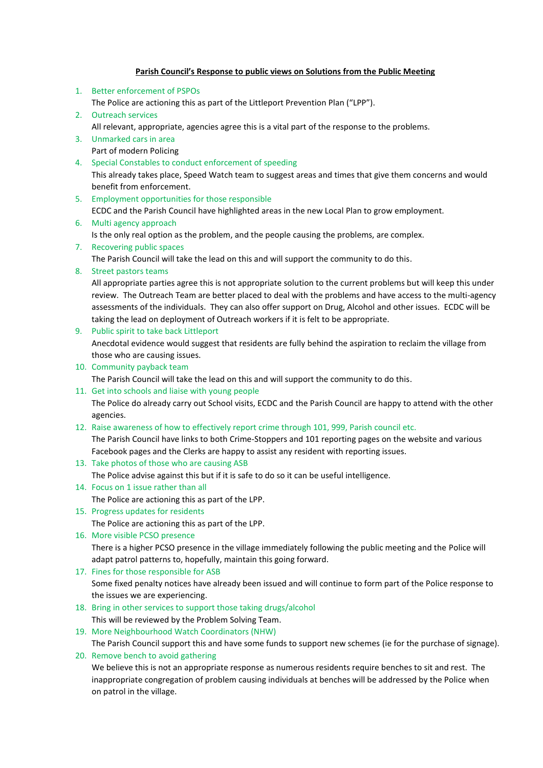**<u>Parish Council's Response to public views on Solutions from the Public Meeting</u>**

1. Better enforcement of PSPOs
   The Police are actioning this as part of the Littleport Prevention Plan ("LPP").
2. Outreach services
   All relevant, appropriate, agencies agree this is a vital part of the response to the problems.
3. Unmarked cars in area
   Part of modern Policing
4. Special Constables to conduct enforcement of speeding
   This already takes place, Speed Watch team to suggest areas and times that give them concerns and would benefit from enforcement.
5. Employment opportunities for those responsible
   ECDC and the Parish Council have highlighted areas in the new Local Plan to grow employment.
6. Multi agency approach
   Is the only real option as the problem, and the people causing the problems, are complex.
7. Recovering public spaces
   The Parish Council will take the lead on this and will support the community to do this.
8. Street pastors teams
   All appropriate parties agree this is not appropriate solution to the current problems but will keep this under review. The Outreach Team are better placed to deal with the problems and have access to the multi-agency assessments of the individuals. They can also offer support on Drug, Alcohol and other issues. ECDC will be taking the lead on deployment of Outreach workers if it is felt to be appropriate.
9. Public spirit to take back Littleport
   Anecdotal evidence would suggest that residents are fully behind the aspiration to reclaim the village from those who are causing issues.
10. Community payback team
    The Parish Council will take the lead on this and will support the community to do this.
11. Get into schools and liaise with young people
    The Police do already carry out School visits, ECDC and the Parish Council are happy to attend with the other agencies.
12. Raise awareness of how to effectively report crime through 101, 999, Parish council etc.
    The Parish Council have links to both Crime-Stoppers and 101 reporting pages on the website and various Facebook pages and the Clerks are happy to assist any resident with reporting issues.
13. Take photos of those who are causing ASB
    The Police advise against this but if it is safe to do so it can be useful intelligence.
14. Focus on 1 issue rather than all
    The Police are actioning this as part of the LPP.
15. Progress updates for residents
    The Police are actioning this as part of the LPP.
16. More visible PCSO presence
    There is a higher PCSO presence in the village immediately following the public meeting and the Police will adapt patrol patterns to, hopefully, maintain this going forward.
17. Fines for those responsible for ASB
    Some fixed penalty notices have already been issued and will continue to form part of the Police response to the issues we are experiencing.
18. Bring in other services to support those taking drugs/alcohol
    This will be reviewed by the Problem Solving Team.
19. More Neighbourhood Watch Coordinators (NHW)
    The Parish Council support this and have some funds to support new schemes (ie for the purchase of signage).
20. Remove bench to avoid gathering
    We believe this is not an appropriate response as numerous residents require benches to sit and rest. The inappropriate congregation of problem causing individuals at benches will be addressed by the Police when on patrol in the village.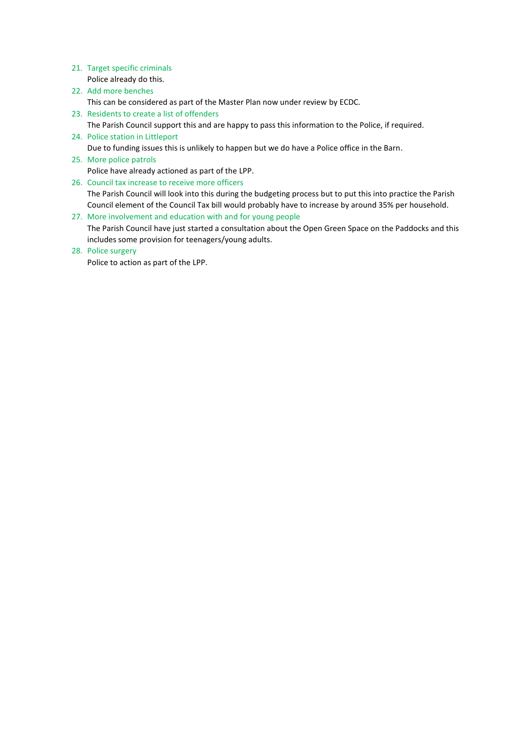21. Target specific criminals

    Police already do this.

22. Add more benches

    This can be considered as part of the Master Plan now under review by ECDC.

23. Residents to create a list of offenders

    The Parish Council support this and are happy to pass this information to the Police, if required.

24. Police station in Littleport

    Due to funding issues this is unlikely to happen but we do have a Police office in the Barn.

25. More police patrols

    Police have already actioned as part of the LPP.

26. Council tax increase to receive more officers

    The Parish Council will look into this during the budgeting process but to put this into practice the Parish Council element of the Council Tax bill would probably have to increase by around 35% per household.

27. More involvement and education with and for young people

    The Parish Council have just started a consultation about the Open Green Space on the Paddocks and this includes some provision for teenagers/young adults.

28. Police surgery

    Police to action as part of the LPP.